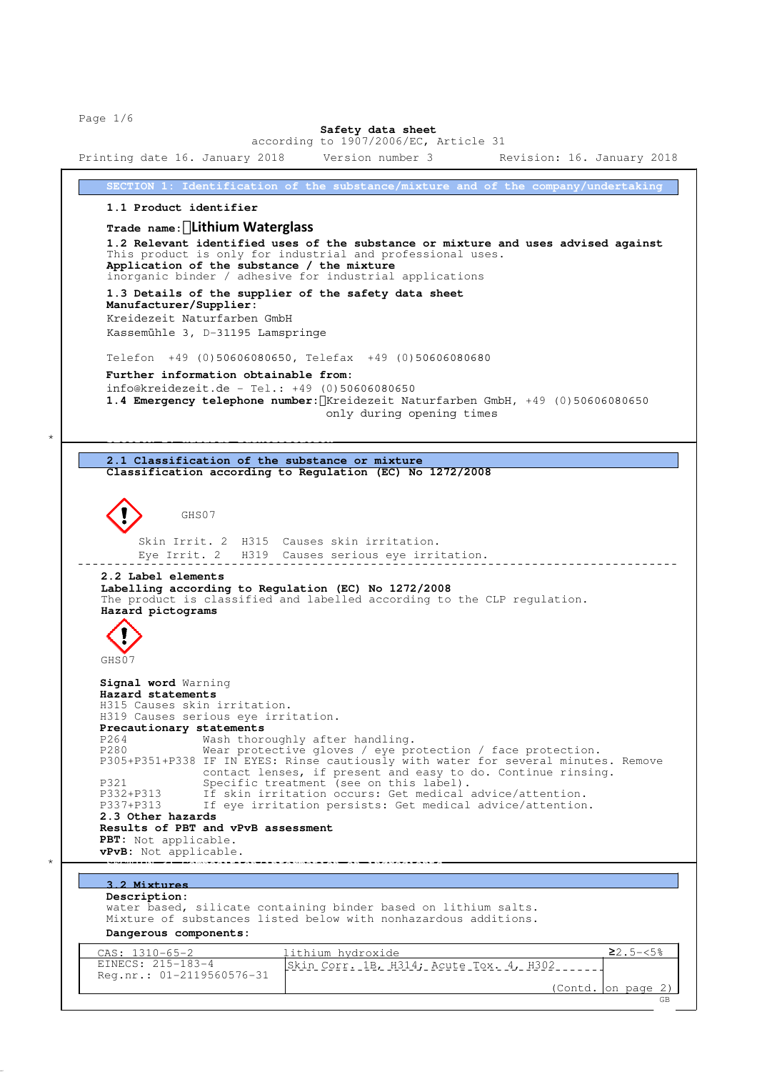# Safety data sheet

according to 1907/2006/EC, Article 31

Printing date 16. January 2018 | Version number 3 | Revision: 16. January 2018

## SECTION 1: Identification of the substance/mixture and of the company/undertaking

### 1.1 Product identifier

**Trade name:** **Lithium Waterglass**

### 1.2 Relevant identified uses of the substance or mixture and uses advised against

This product is only for industrial and professional uses.

**Application of the substance / the mixture**

inorganic binder / adhesive for industrial applications

### 1.3 Details of the supplier of the safety data sheet

**Manufacturer/Supplier:**

Kreidezeit Naturfarben GmbH
Kassemühle 3, D-31195 Lamspringe

Telefon +49 (0)50606080650, Telefax +49 (0)50606080680

**Further information obtainable from:**

info@kreidezeit.de - Tel.: +49 (0)50606080650

### 1.4 Emergency telephone number: Kreidezeit Naturfarben GmbH, +49 (0)50606080650

only during opening times

## SECTION 2: Hazards identification

### 2.1 Classification of the substance or mixture

**Classification according to Regulation (EC) No 1272/2008**

GHS07

Skin Irrit. 2 H315 Causes skin irritation.

Eye Irrit. 2 H319 Causes serious eye irritation.

### 2.2 Label elements

**Labelling according to Regulation (EC) No 1272/2008**

The product is classified and labelled according to the CLP regulation.

**Hazard pictograms**

GHS07

**Signal word** Warning

**Hazard statements**

H315 Causes skin irritation.
H319 Causes serious eye irritation.

**Precautionary statements**

| | |
|---|---|
| P264 | Wash thoroughly after handling. |
| P280 | Wear protective gloves / eye protection / face protection. |
| P305+P351+P338 | IF IN EYES: Rinse cautiously with water for several minutes. Remove contact lenses, if present and easy to do. Continue rinsing. |
| P321 | Specific treatment (see on this label). |
| P332+P313 | If skin irritation occurs: Get medical advice/attention. |
| P337+P313 | If eye irritation persists: Get medical advice/attention. |

### 2.3 Other hazards

**Results of PBT and vPvB assessment**

**PBT:** Not applicable.

**vPvB:** Not applicable.

## SECTION 3: Composition/information on ingredients

### 3.2 Mixtures

**Description:**

water based, silicate containing binder based on lithium salts.
Mixture of substances listed below with nonhazardous additions.

**Dangerous components:**

| | | |
|---|---|---|
| CAS: 1310-65-2<br>EINECS: 215-183-4<br>Reg.nr.: 01-2119560576-31 | lithium hydroxide<br>Skin Corr. 1B, H314; Acute Tox. 4, H302 | ≥2.5-<5% |

(Contd. on page 2)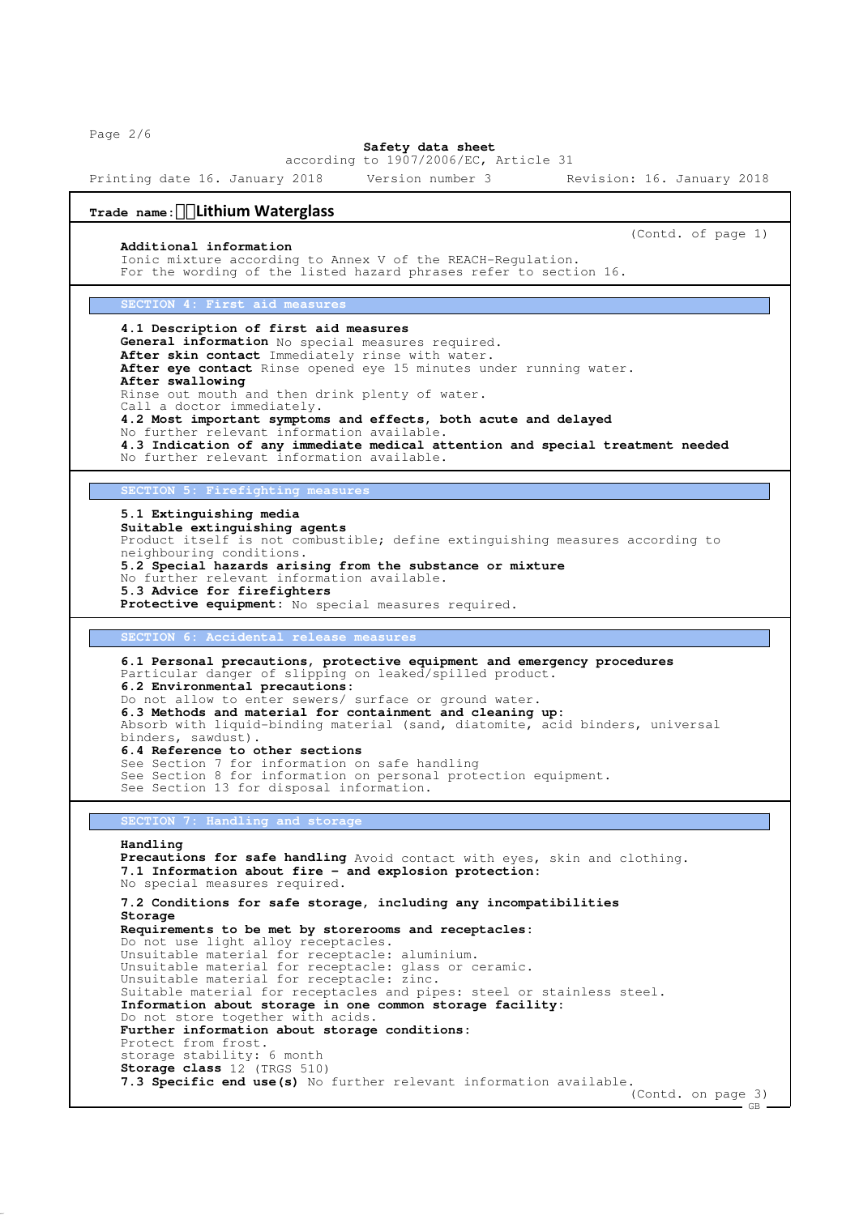**Trade name:** Lithium Waterglass

(Contd. of page 1)

**Additional information**
Ionic mixture according to Annex V of the REACH-Regulation.
For the wording of the listed hazard phrases refer to section 16.

## SECTION 4: First aid measures

**4.1 Description of first aid measures**
**General information** No special measures required.
**After skin contact** Immediately rinse with water.
**After eye contact** Rinse opened eye 15 minutes under running water.
**After swallowing**
Rinse out mouth and then drink plenty of water.
Call a doctor immediately.
**4.2 Most important symptoms and effects, both acute and delayed**
No further relevant information available.
**4.3 Indication of any immediate medical attention and special treatment needed**
No further relevant information available.

## SECTION 5: Firefighting measures

**5.1 Extinguishing media**
**Suitable extinguishing agents**
Product itself is not combustible; define extinguishing measures according to neighbouring conditions.
**5.2 Special hazards arising from the substance or mixture**
No further relevant information available.
**5.3 Advice for firefighters**
**Protective equipment:** No special measures required.

## SECTION 6: Accidental release measures

**6.1 Personal precautions, protective equipment and emergency procedures**
Particular danger of slipping on leaked/spilled product.
**6.2 Environmental precautions:**
Do not allow to enter sewers/ surface or ground water.
**6.3 Methods and material for containment and cleaning up:**
Absorb with liquid-binding material (sand, diatomite, acid binders, universal binders, sawdust).
**6.4 Reference to other sections**
See Section 7 for information on safe handling
See Section 8 for information on personal protection equipment.
See Section 13 for disposal information.

## SECTION 7: Handling and storage

**Handling**
**Precautions for safe handling** Avoid contact with eyes, skin and clothing.
**7.1 Information about fire - and explosion protection:**
No special measures required.

**7.2 Conditions for safe storage, including any incompatibilities**
**Storage**
**Requirements to be met by storerooms and receptacles:**
Do not use light alloy receptacles.
Unsuitable material for receptacle: aluminium.
Unsuitable material for receptacle: glass or ceramic.
Unsuitable material for receptacle: zinc.
Suitable material for receptacles and pipes: steel or stainless steel.
**Information about storage in one common storage facility:**
Do not store together with acids.
**Further information about storage conditions:**
Protect from frost.
storage stability: 6 month
**Storage class** 12 (TRGS 510)
**7.3 Specific end use(s)** No further relevant information available.

(Contd. on page 3)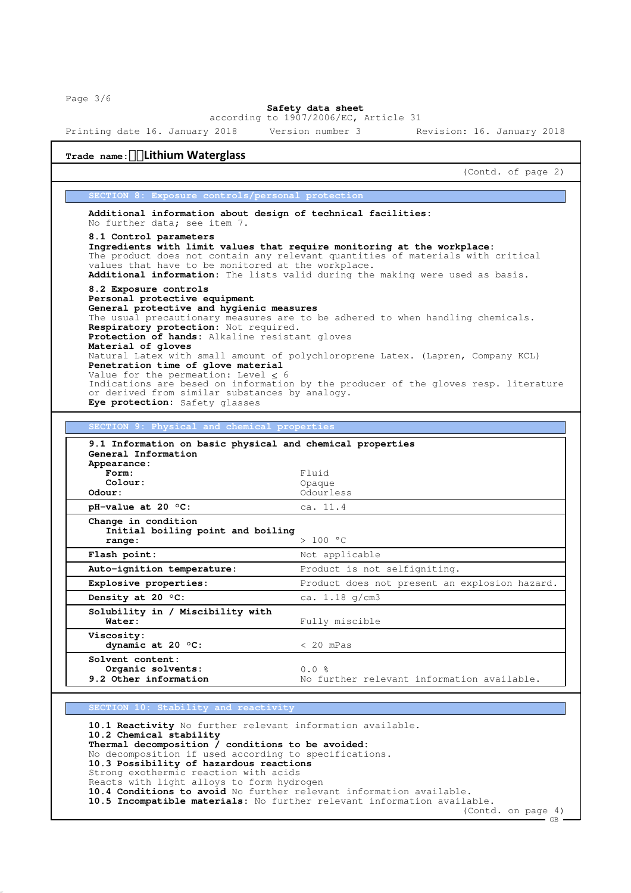**Trade name:** Lithium Waterglass

(Contd. of page 2)

## SECTION 8: Exposure controls/personal protection

**Additional information about design of technical facilities:**
No further data; see item 7.

**8.1 Control parameters**
**Ingredients with limit values that require monitoring at the workplace:**
The product does not contain any relevant quantities of materials with critical values that have to be monitored at the workplace.
**Additional information:** The lists valid during the making were used as basis.

**8.2 Exposure controls**
**Personal protective equipment**
**General protective and hygienic measures**
The usual precautionary measures are to be adhered to when handling chemicals.
**Respiratory protection:** Not required.
**Protection of hands:** Alkaline resistant gloves
**Material of gloves**
Natural Latex with small amount of polychloroprene Latex. (Lapren, Company KCL)
**Penetration time of glove material**
Value for the permeation: Level $\leq$ 6
Indications are besed on information by the producer of the gloves resp. literature or derived from similar substances by analogy.
**Eye protection:** Safety glasses

## SECTION 9: Physical and chemical properties

**9.1 Information on basic physical and chemical properties**
**General Information**

| | |
|---|---|
| **Appearance:** | |
| **Form:** | Fluid |
| **Colour:** | Opaque |
| **Odour:** | Odourless |
| **pH-value at 20 °C:** | ca. 11.4 |
| **Change in condition** | |
| **Initial boiling point and boiling range:** | > 100 °C |
| **Flash point:** | Not applicable |
| **Auto-ignition temperature:** | Product is not selfigniting. |
| **Explosive properties:** | Product does not present an explosion hazard. |
| **Density at 20 °C:** | ca. 1.18 g/cm3 |
| **Solubility in / Miscibility with** | |
| **Water:** | Fully miscible |
| **Viscosity:** | |
| **dynamic at 20 °C:** | < 20 mPas |
| **Solvent content:** | |
| **Organic solvents:** | 0.0 % |
| **9.2 Other information** | No further relevant information available. |

## SECTION 10: Stability and reactivity

**10.1 Reactivity** No further relevant information available.
**10.2 Chemical stability**
**Thermal decomposition / conditions to be avoided:**
No decomposition if used according to specifications.
**10.3 Possibility of hazardous reactions**
Strong exothermic reaction with acids
Reacts with light alloys to form hydrogen
**10.4 Conditions to avoid** No further relevant information available.
**10.5 Incompatible materials:** No further relevant information available.

(Contd. on page 4)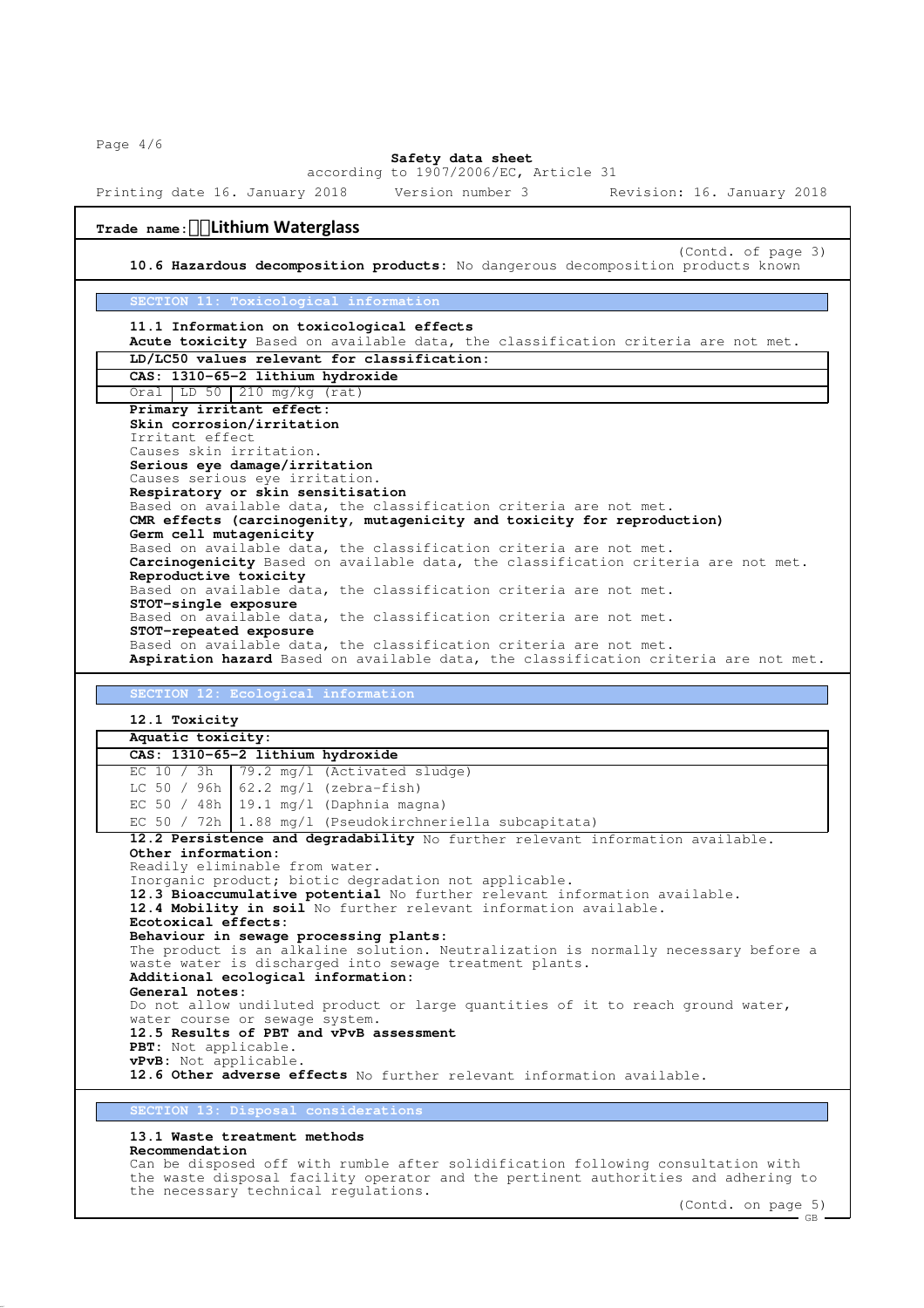**Trade name:** Lithium Waterglass

(Contd. of page 3)

**10.6 Hazardous decomposition products:** No dangerous decomposition products known

## SECTION 11: Toxicological information

**11.1 Information on toxicological effects**
**Acute toxicity** Based on available data, the classification criteria are not met.

| **LD/LC50 values relevant for classification:** | | |
|---|---|---|
| **CAS: 1310-65-2 lithium hydroxide** | | |
| Oral | LD 50 | 210 mg/kg (rat) |

**Primary irritant effect:**
**Skin corrosion/irritation**
Irritant effect
Causes skin irritation.
**Serious eye damage/irritation**
Causes serious eye irritation.
**Respiratory or skin sensitisation**
Based on available data, the classification criteria are not met.
**CMR effects (carcinogenity, mutagenicity and toxicity for reproduction)**
**Germ cell mutagenicity**
Based on available data, the classification criteria are not met.
**Carcinogenicity** Based on available data, the classification criteria are not met.
**Reproductive toxicity**
Based on available data, the classification criteria are not met.
**STOT-single exposure**
Based on available data, the classification criteria are not met.
**STOT-repeated exposure**
Based on available data, the classification criteria are not met.
**Aspiration hazard** Based on available data, the classification criteria are not met.

## SECTION 12: Ecological information

**12.1 Toxicity**

| **Aquatic toxicity:** | |
|---|---|
| **CAS: 1310-65-2 lithium hydroxide** | |
| EC 10 / 3h | 79.2 mg/l (Activated sludge) |
| LC 50 / 96h | 62.2 mg/l (zebra-fish) |
| EC 50 / 48h | 19.1 mg/l (Daphnia magna) |
| EC 50 / 72h | 1.88 mg/l (Pseudokirchneriella subcapitata) |

**12.2 Persistence and degradability** No further relevant information available.
**Other information:**
Readily eliminable from water.
Inorganic product; biotic degradation not applicable.
**12.3 Bioaccumulative potential** No further relevant information available.
**12.4 Mobility in soil** No further relevant information available.
**Ecotoxical effects:**
**Behaviour in sewage processing plants:**
The product is an alkaline solution. Neutralization is normally necessary before a waste water is discharged into sewage treatment plants.
**Additional ecological information:**
**General notes:**
Do not allow undiluted product or large quantities of it to reach ground water, water course or sewage system.
**12.5 Results of PBT and vPvB assessment**
**PBT:** Not applicable.
**vPvB:** Not applicable.
**12.6 Other adverse effects** No further relevant information available.

## SECTION 13: Disposal considerations

**13.1 Waste treatment methods**
**Recommendation**
Can be disposed off with rumble after solidification following consultation with the waste disposal facility operator and the pertinent authorities and adhering to the necessary technical regulations.

(Contd. on page 5)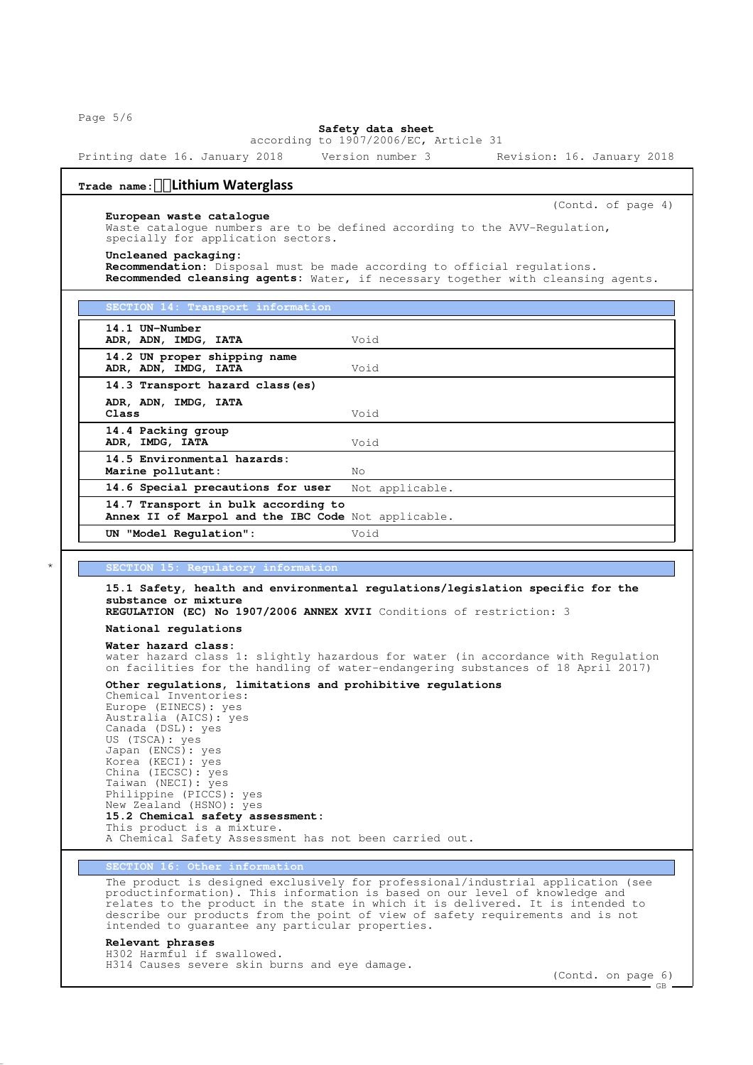**Trade name:** Lithium Waterglass

(Contd. of page 4)

**European waste catalogue**
Waste catalogue numbers are to be defined according to the AVV-Regulation, specially for application sectors.

**Uncleaned packaging:**
**Recommendation:** Disposal must be made according to official regulations.
**Recommended cleansing agents:** Water, if necessary together with cleansing agents.

## SECTION 14: Transport information

| | |
|---|---|
| **14.1 UN-Number**<br>**ADR, ADN, IMDG, IATA** | Void |
| **14.2 UN proper shipping name**<br>**ADR, ADN, IMDG, IATA** | Void |
| **14.3 Transport hazard class(es)**<br>**ADR, ADN, IMDG, IATA**<br>**Class** | Void |
| **14.4 Packing group**<br>**ADR, IMDG, IATA** | Void |
| **14.5 Environmental hazards:**<br>**Marine pollutant:** | No |
| **14.6 Special precautions for user** | Not applicable. |
| **14.7 Transport in bulk according to Annex II of Marpol and the IBC Code** | Not applicable. |
| **UN "Model Regulation":** | Void |

## SECTION 15: Regulatory information

**15.1 Safety, health and environmental regulations/legislation specific for the substance or mixture**
**REGULATION (EC) No 1907/2006 ANNEX XVII** Conditions of restriction: 3

**National regulations**

**Water hazard class:**
water hazard class 1: slightly hazardous for water (in accordance with Regulation on facilities for the handling of water-endangering substances of 18 April 2017)

**Other regulations, limitations and prohibitive regulations**
Chemical Inventories:
Europe (EINECS): yes
Australia (AICS): yes
Canada (DSL): yes
US (TSCA): yes
Japan (ENCS): yes
Korea (KECI): yes
China (IECSC): yes
Taiwan (NECI): yes
Philippine (PICCS): yes
New Zealand (HSNO): yes

**15.2 Chemical safety assessment:**
This product is a mixture.
A Chemical Safety Assessment has not been carried out.

## SECTION 16: Other information

The product is designed exclusively for professional/industrial application (see productinformation). This information is based on our level of knowledge and relates to the product in the state in which it is delivered. It is intended to describe our products from the point of view of safety requirements and is not intended to guarantee any particular properties.

**Relevant phrases**
H302 Harmful if swallowed.
H314 Causes severe skin burns and eye damage.

(Contd. on page 6)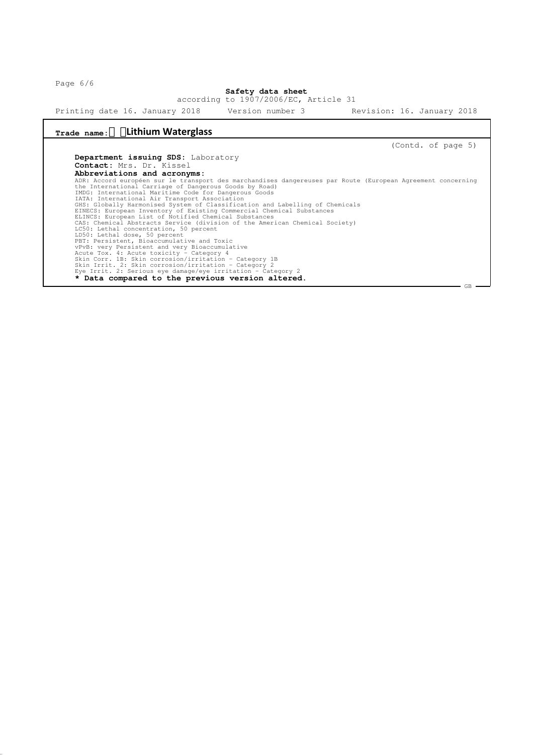**Trade name:** Lithium Waterglass

(Contd. of page 5)

**Department issuing SDS:** Laboratory
**Contact:** Mrs. Dr. Kissel
**Abbreviations and acronyms:**
ADR: Accord européen sur le transport des marchandises dangereuses par Route (European Agreement concerning the International Carriage of Dangerous Goods by Road)
IMDG: International Maritime Code for Dangerous Goods
IATA: International Air Transport Association
GHS: Globally Harmonised System of Classification and Labelling of Chemicals
EINECS: European Inventory of Existing Commercial Chemical Substances
ELINCS: European List of Notified Chemical Substances
CAS: Chemical Abstracts Service (division of the American Chemical Society)
LC50: Lethal concentration, 50 percent
LD50: Lethal dose, 50 percent
PBT: Persistent, Bioaccumulative and Toxic
vPvB: very Persistent and very Bioaccumulative
Acute Tox. 4: Acute toxicity – Category 4
Skin Corr. 1B: Skin corrosion/irritation – Category 1B
Skin Irrit. 2: Skin corrosion/irritation – Category 2
Eye Irrit. 2: Serious eye damage/eye irritation – Category 2
**\* Data compared to the previous version altered.**

GB